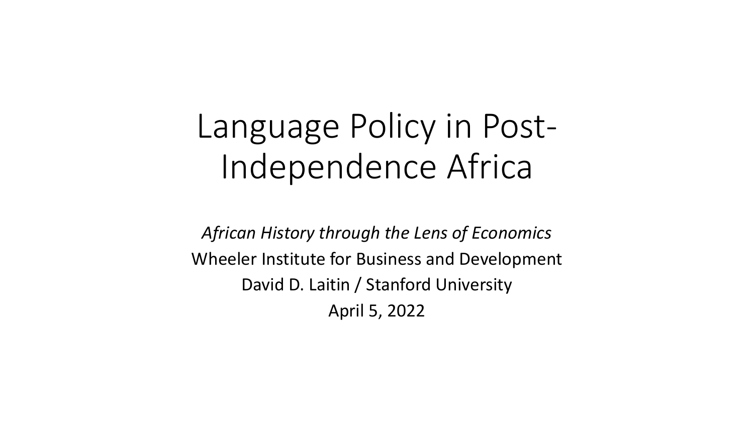# Language Policy in Post-Independence Africa

*African History through the Lens of Economics*

Wheeler Institute for Business and Development

David D. Laitin / Stanford University

April 5, 2022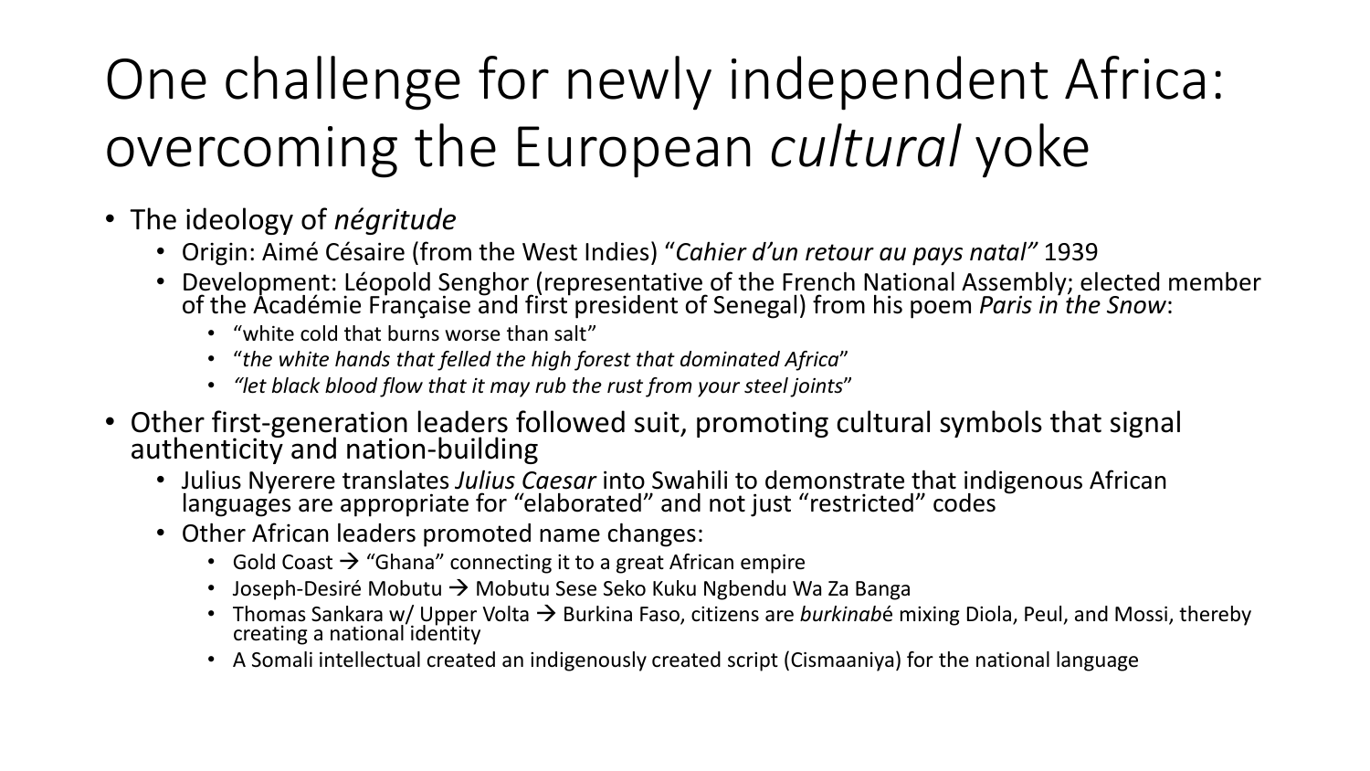# One challenge for newly independent Africa: overcoming the European *cultural* yoke

- The ideology of *négritude*
  - Origin: Aimé Césaire (from the West Indies) "*Cahier d'un retour au pays natal"* 1939
  - Development: Léopold Senghor (representative of the French National Assembly; elected member of the Académie Française and first president of Senegal) from his poem *Paris in the Snow*:
    - "white cold that burns worse than salt"
    - "*the white hands that felled the high forest that dominated Africa*"
    - *"let black blood flow that it may rub the rust from your steel joints*"
- Other first-generation leaders followed suit, promoting cultural symbols that signal authenticity and nation-building
  - Julius Nyerere translates *Julius Caesar* into Swahili to demonstrate that indigenous African languages are appropriate for "elaborated" and not just "restricted" codes
  - Other African leaders promoted name changes:
    - Gold Coast → "Ghana" connecting it to a great African empire
    - Joseph-Desiré Mobutu → Mobutu Sese Seko Kuku Ngbendu Wa Za Banga
    - Thomas Sankara w/ Upper Volta → Burkina Faso, citizens are *burkinab*é mixing Diola, Peul, and Mossi, thereby creating a national identity
    - A Somali intellectual created an indigenously created script (Cismaaniya) for the national language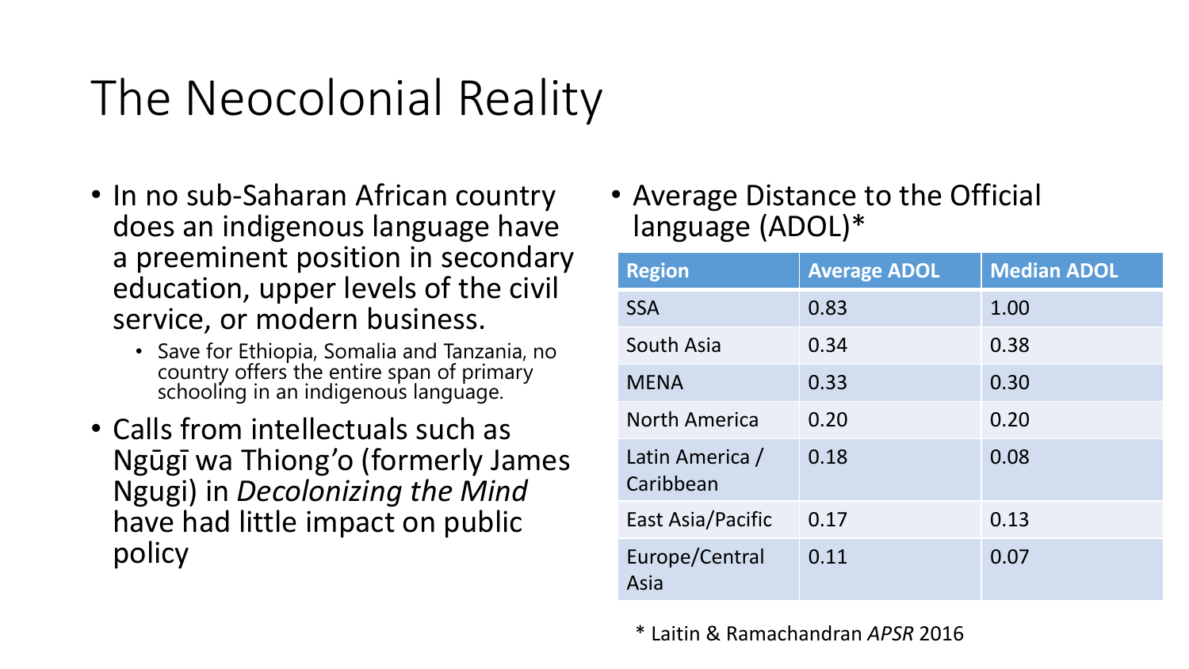# The Neocolonial Reality

- In no sub-Saharan African country does an indigenous language have a preeminent position in secondary education, upper levels of the civil service, or modern business.
  - Save for Ethiopia, Somalia and Tanzania, no country offers the entire span of primary schooling in an indigenous language.
- Calls from intellectuals such as Ngũgĩ wa Thiong'o (formerly James Ngugi) in *Decolonizing the Mind* have had little impact on public policy

- Average Distance to the Official language (ADOL)*

| Region | Average ADOL | Median ADOL |
| --- | --- | --- |
| SSA | 0.83 | 1.00 |
| South Asia | 0.34 | 0.38 |
| MENA | 0.33 | 0.30 |
| North America | 0.20 | 0.20 |
| Latin America / Caribbean | 0.18 | 0.08 |
| East Asia/Pacific | 0.17 | 0.13 |
| Europe/Central Asia | 0.11 | 0.07 |

* Laitin & Ramachandran *APSR* 2016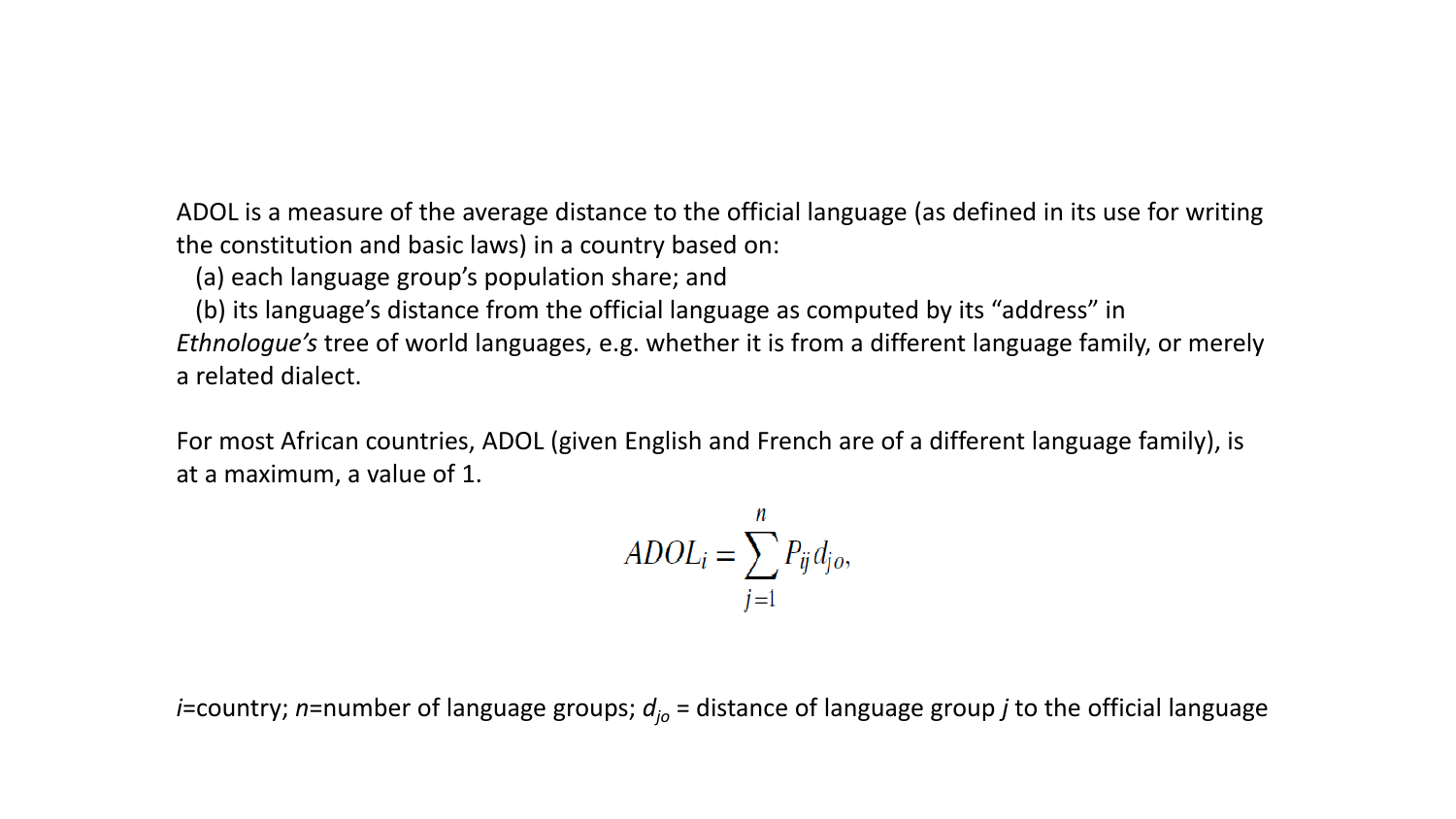ADOL is a measure of the average distance to the official language (as defined in its use for writing the constitution and basic laws) in a country based on:

(a) each language group's population share; and

(b) its language's distance from the official language as computed by its "address" in *Ethnologue's* tree of world languages, e.g. whether it is from a different language family, or merely a related dialect.

For most African countries, ADOL (given English and French are of a different language family), is at a maximum, a value of 1.

$$ADOL_i = \sum_{j=1}^{n} P_{ij} d_{jo},$$

$i$=country; $n$=number of language groups; $d_{jo}$ = distance of language group $j$ to the official language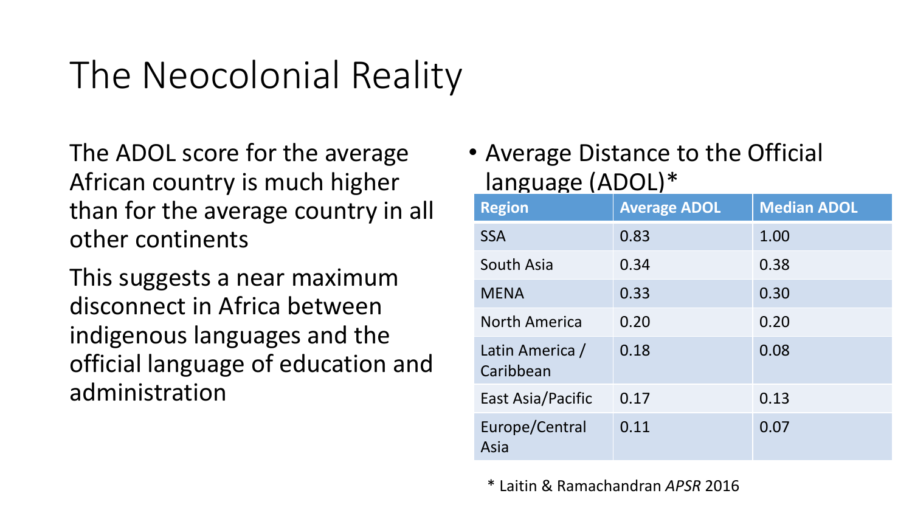# The Neocolonial Reality

The ADOL score for the average African country is much higher than for the average country in all other continents

This suggests a near maximum disconnect in Africa between indigenous languages and the official language of education and administration

- Average Distance to the Official language (ADOL)*

| Region | Average ADOL | Median ADOL |
|---|---|---|
| SSA | 0.83 | 1.00 |
| South Asia | 0.34 | 0.38 |
| MENA | 0.33 | 0.30 |
| North America | 0.20 | 0.20 |
| Latin America / Caribbean | 0.18 | 0.08 |
| East Asia/Pacific | 0.17 | 0.13 |
| Europe/Central Asia | 0.11 | 0.07 |

* Laitin & Ramachandran *APSR* 2016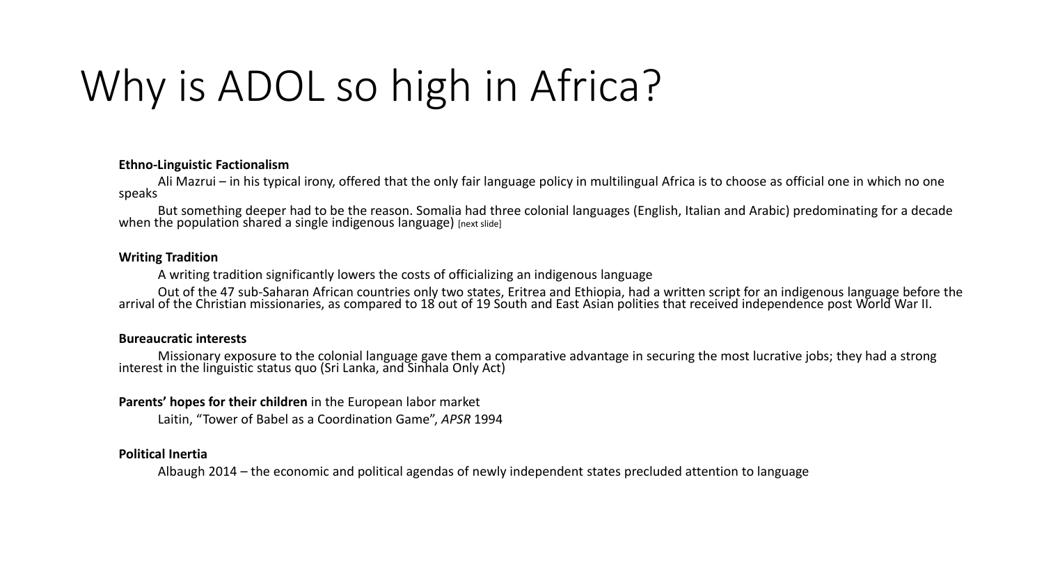# Why is ADOL so high in Africa?

**Ethno-Linguistic Factionalism**

Ali Mazrui – in his typical irony, offered that the only fair language policy in multilingual Africa is to choose as official one in which no one speaks

But something deeper had to be the reason. Somalia had three colonial languages (English, Italian and Arabic) predominating for a decade when the population shared a single indigenous language) [next slide]

**Writing Tradition**

A writing tradition significantly lowers the costs of officializing an indigenous language

Out of the 47 sub-Saharan African countries only two states, Eritrea and Ethiopia, had a written script for an indigenous language before the arrival of the Christian missionaries, as compared to 18 out of 19 South and East Asian polities that received independence post World War II.

**Bureaucratic interests**

Missionary exposure to the colonial language gave them a comparative advantage in securing the most lucrative jobs; they had a strong interest in the linguistic status quo (Sri Lanka, and Sinhala Only Act)

**Parents' hopes for their children** in the European labor market

Laitin, "Tower of Babel as a Coordination Game", *APSR* 1994

**Political Inertia**

Albaugh 2014 – the economic and political agendas of newly independent states precluded attention to language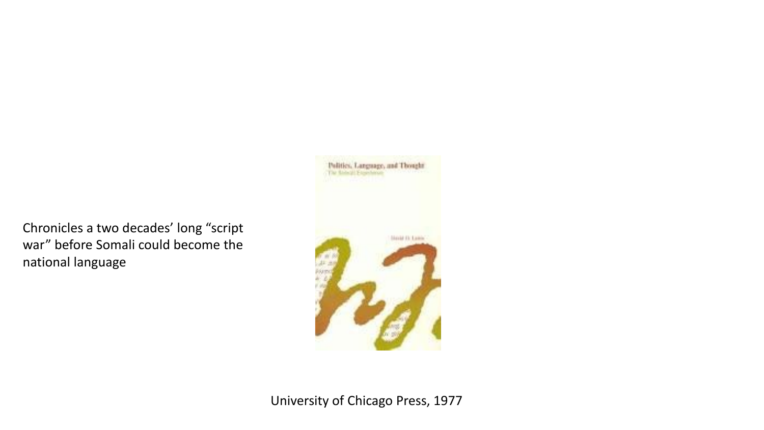Chronicles a two decades' long "script war" before Somali could become the national language

University of Chicago Press, 1977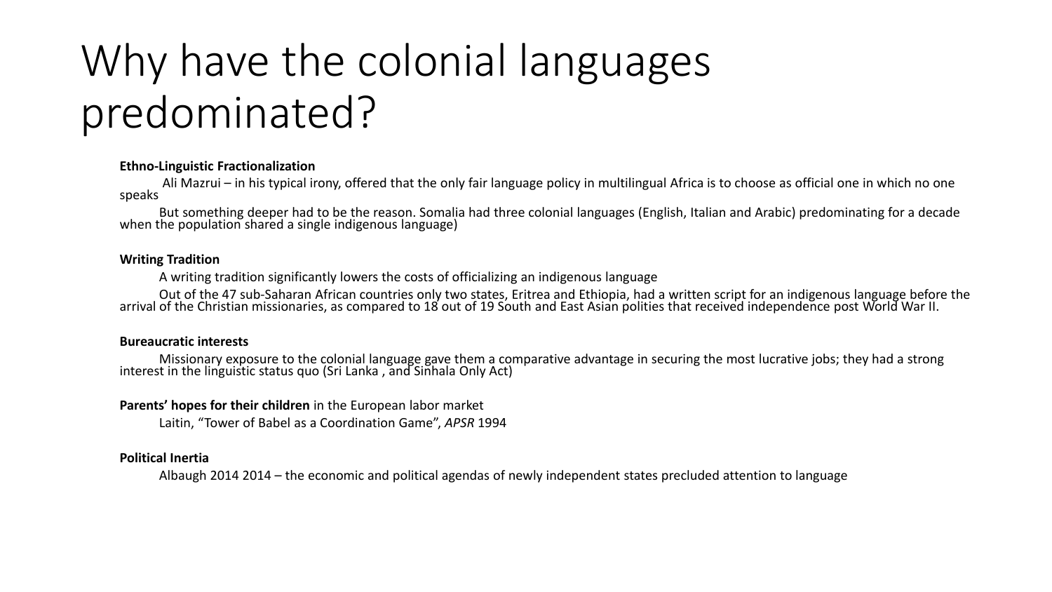# Why have the colonial languages predominated?

**Ethno-Linguistic Fractionalization**

Ali Mazrui – in his typical irony, offered that the only fair language policy in multilingual Africa is to choose as official one in which no one speaks

But something deeper had to be the reason. Somalia had three colonial languages (English, Italian and Arabic) predominating for a decade when the population shared a single indigenous language)

**Writing Tradition**

A writing tradition significantly lowers the costs of officializing an indigenous language

Out of the 47 sub-Saharan African countries only two states, Eritrea and Ethiopia, had a written script for an indigenous language before the arrival of the Christian missionaries, as compared to 18 out of 19 South and East Asian polities that received independence post World War II.

**Bureaucratic interests**

Missionary exposure to the colonial language gave them a comparative advantage in securing the most lucrative jobs; they had a strong interest in the linguistic status quo (Sri Lanka , and Sinhala Only Act)

**Parents' hopes for their children** in the European labor market

Laitin, "Tower of Babel as a Coordination Game", *APSR* 1994

**Political Inertia**

Albaugh 2014 2014 – the economic and political agendas of newly independent states precluded attention to language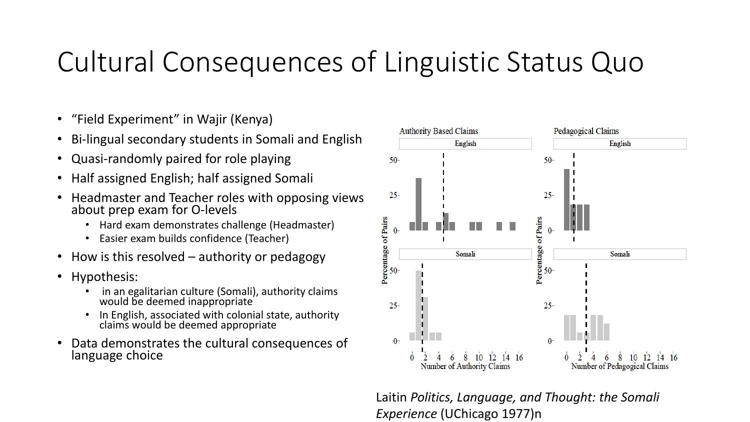# Cultural Consequences of Linguistic Status Quo

- "Field Experiment" in Wajir (Kenya)
- Bi-lingual secondary students in Somali and English
- Quasi-randomly paired for role playing
- Half assigned English; half assigned Somali
- Headmaster and Teacher roles with opposing views about prep exam for O-levels
  - Hard exam demonstrates challenge (Headmaster)
  - Easier exam builds confidence (Teacher)
- How is this resolved – authority or pedagogy
- Hypothesis:
  - in an egalitarian culture (Somali), authority claims would be deemed inappropriate
  - In English, associated with colonial state, authority claims would be deemed appropriate
- Data demonstrates the cultural consequences of language choice

Authority Based Claims

Pedagogical Claims

English

Somali

Percentage of Pairs

Number of Authority Claims

Number of Pedagogical Claims

Laitin *Politics, Language, and Thought: the Somali Experience* (UChicago 1977)n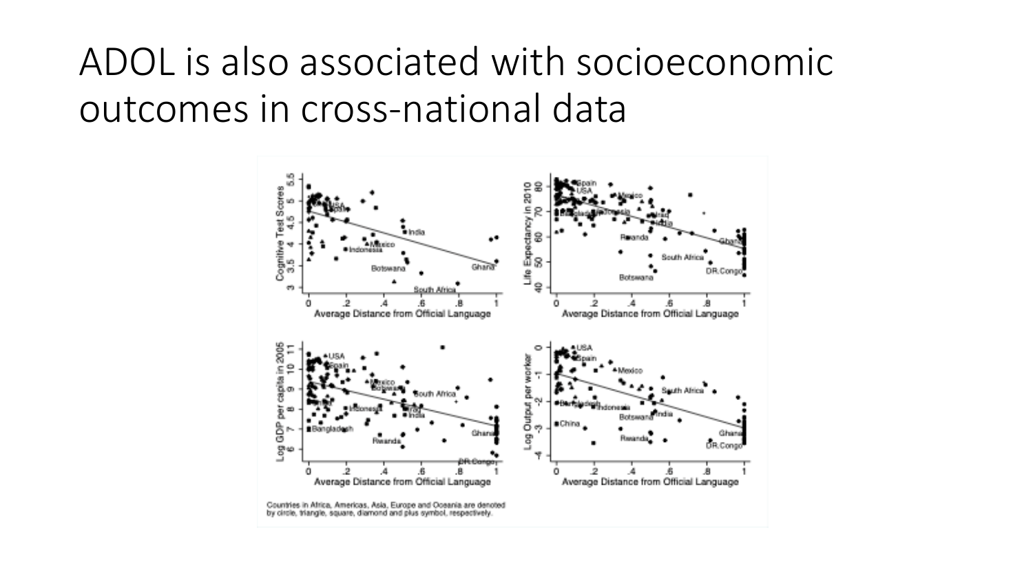# ADOL is also associated with socioeconomic outcomes in cross-national data

Countries in Africa, Americas, Asia, Europe and Oceania are denoted by circle, triangle, square, diamond and plus symbol, respectively.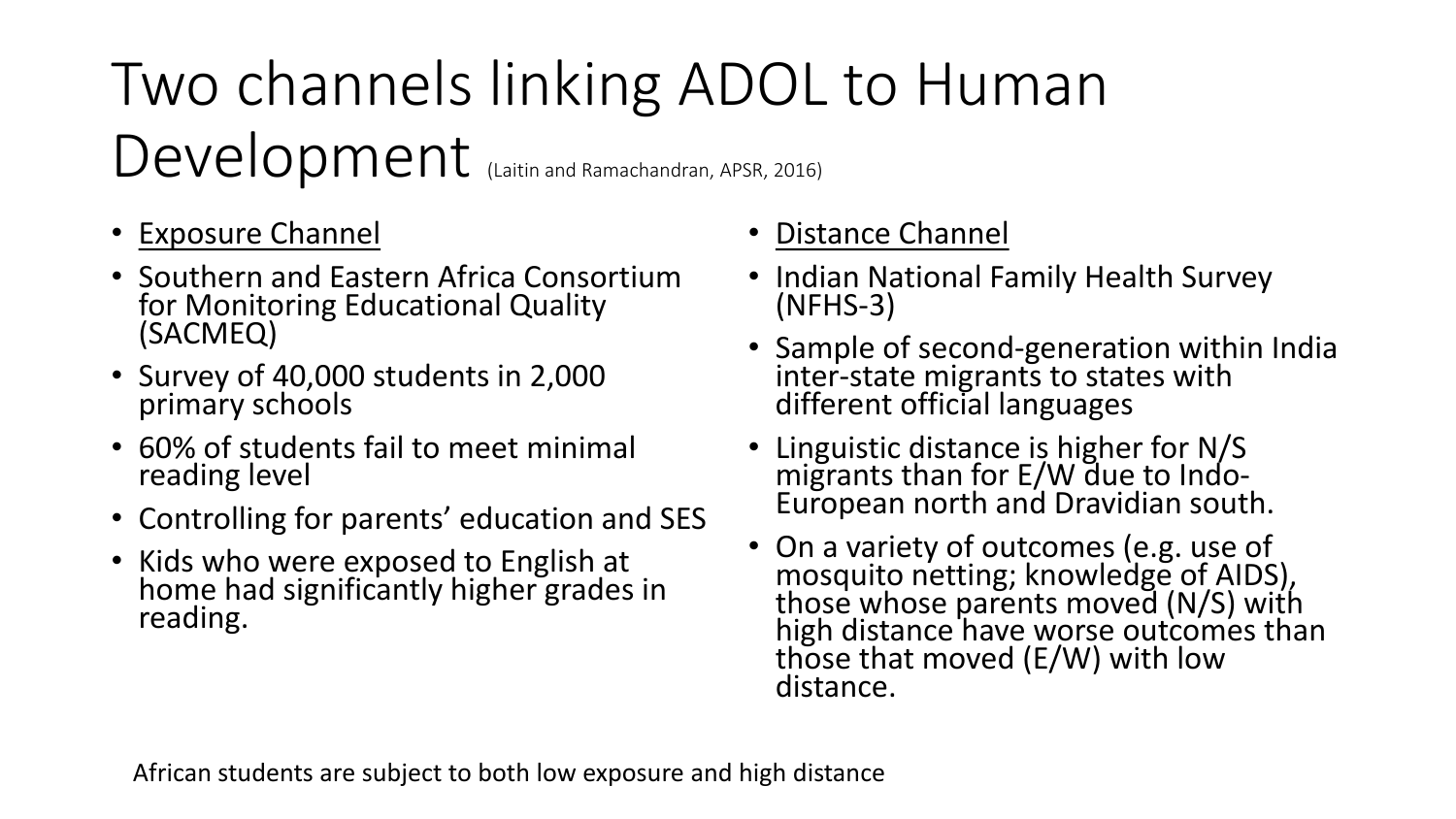# Two channels linking ADOL to Human Development (Laitin and Ramachandran, APSR, 2016)

- Exposure Channel
- Southern and Eastern Africa Consortium for Monitoring Educational Quality (SACMEQ)
- Survey of 40,000 students in 2,000 primary schools
- 60% of students fail to meet minimal reading level
- Controlling for parents' education and SES
- Kids who were exposed to English at home had significantly higher grades in reading.

- Distance Channel
- Indian National Family Health Survey (NFHS-3)
- Sample of second-generation within India inter-state migrants to states with different official languages
- Linguistic distance is higher for N/S migrants than for E/W due to Indo-European north and Dravidian south.
- On a variety of outcomes (e.g. use of mosquito netting; knowledge of AIDS), those whose parents moved (N/S) with high distance have worse outcomes than those that moved (E/W) with low distance.

African students are subject to both low exposure and high distance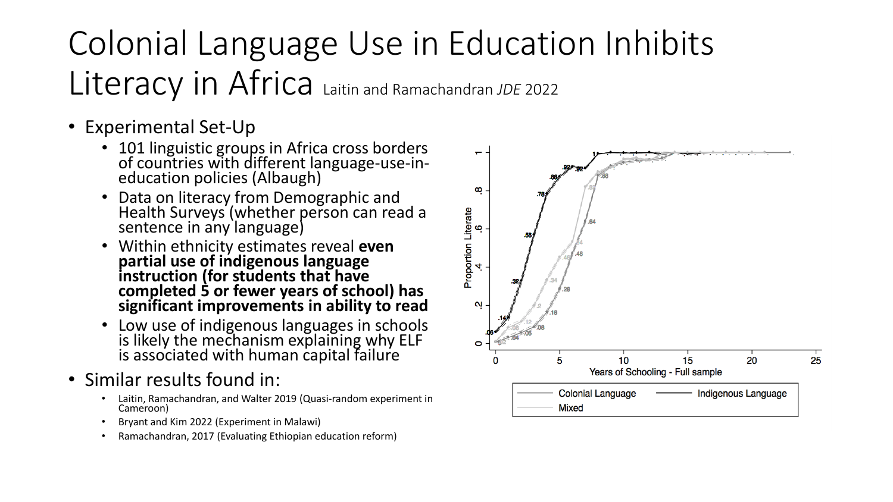# Colonial Language Use in Education Inhibits Literacy in Africa

Laitin and Ramachandran *JDE* 2022

- Experimental Set-Up
  - 101 linguistic groups in Africa cross borders of countries with different language-use-in-education policies (Albaugh)
  - Data on literacy from Demographic and Health Surveys (whether person can read a sentence in any language)
  - Within ethnicity estimates reveal **even partial use of indigenous language instruction (for students that have completed 5 or fewer years of school) has significant improvements in ability to read**
  - Low use of indigenous languages in schools is likely the mechanism explaining why ELF is associated with human capital failure
- Similar results found in:
  - Laitin, Ramachandran, and Walter 2019 (Quasi-random experiment in Cameroon)
  - Bryant and Kim 2022 (Experiment in Malawi)
  - Ramachandran, 2017 (Evaluating Ethiopian education reform)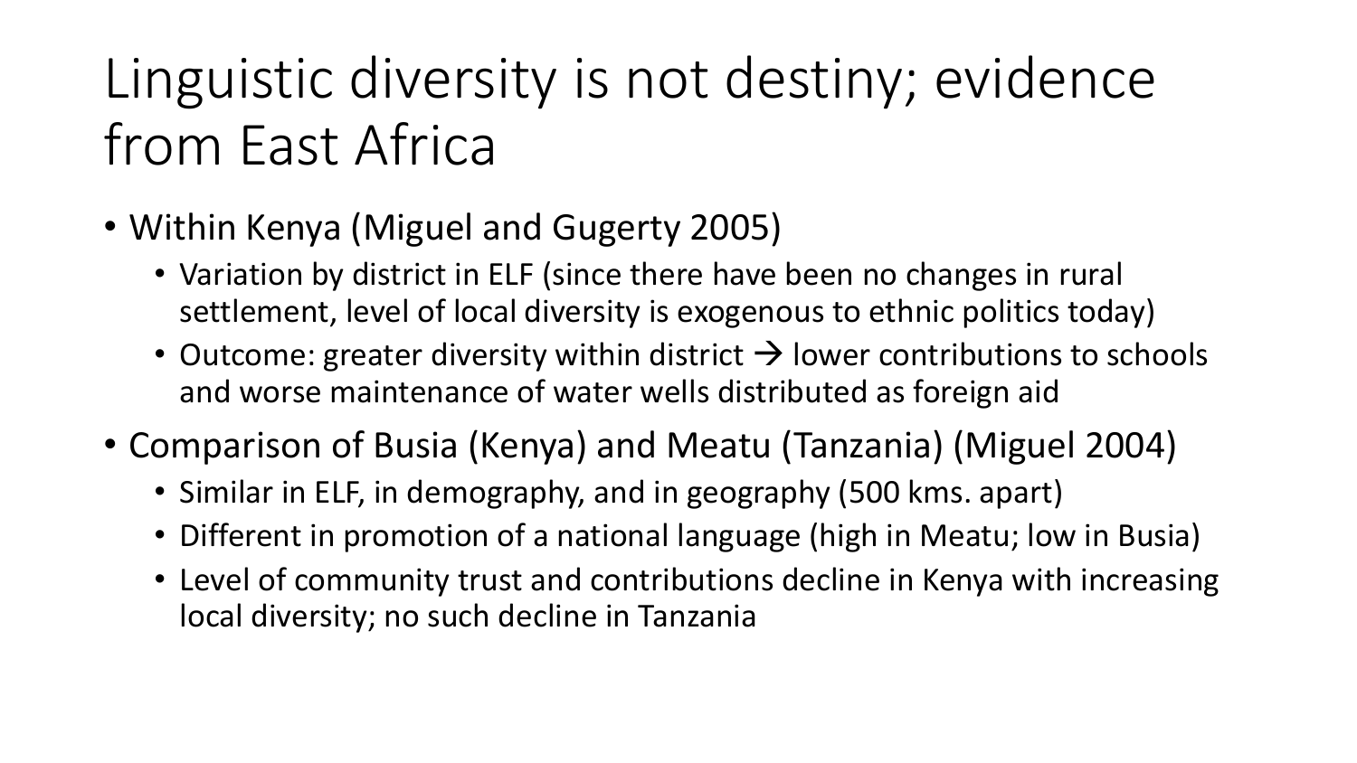# Linguistic diversity is not destiny; evidence from East Africa

- Within Kenya (Miguel and Gugerty 2005)
  - Variation by district in ELF (since there have been no changes in rural settlement, level of local diversity is exogenous to ethnic politics today)
  - Outcome: greater diversity within district → lower contributions to schools and worse maintenance of water wells distributed as foreign aid
- Comparison of Busia (Kenya) and Meatu (Tanzania) (Miguel 2004)
  - Similar in ELF, in demography, and in geography (500 kms. apart)
  - Different in promotion of a national language (high in Meatu; low in Busia)
  - Level of community trust and contributions decline in Kenya with increasing local diversity; no such decline in Tanzania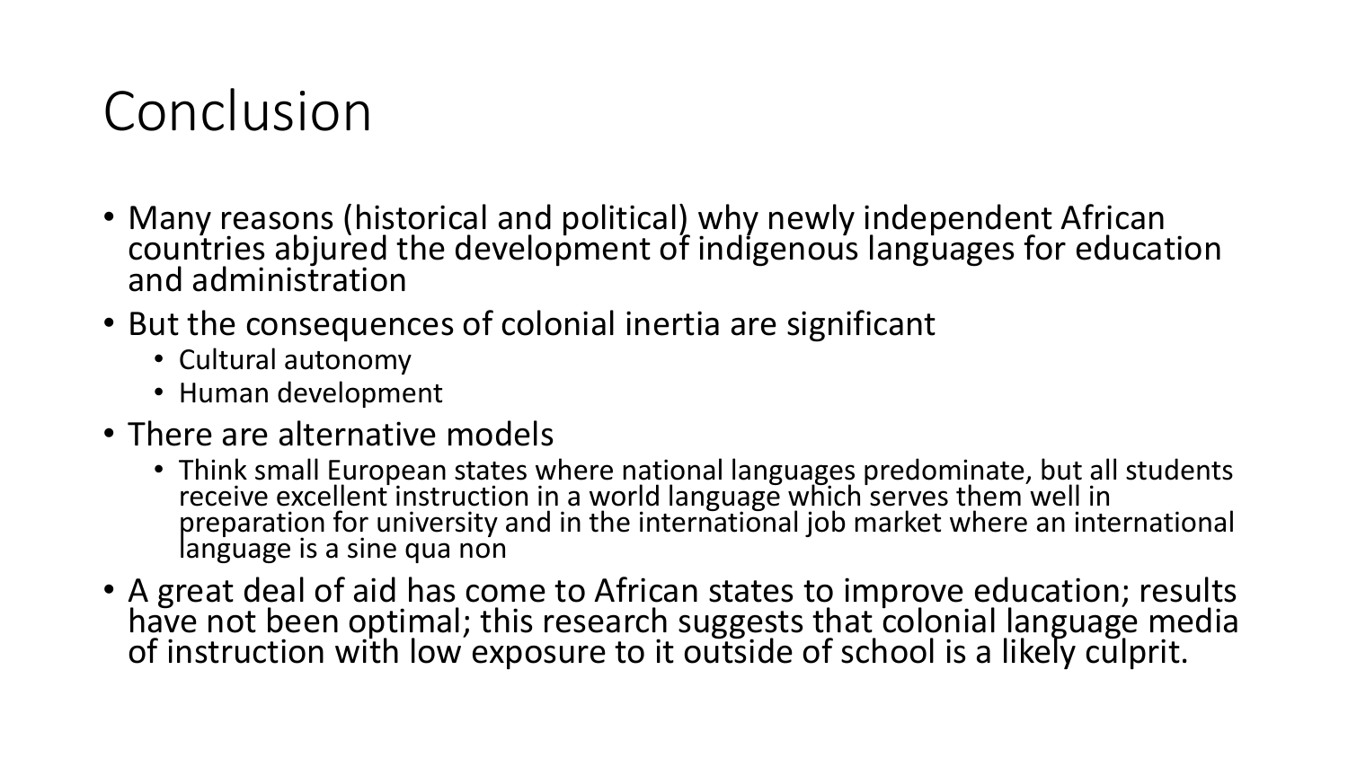# Conclusion

- Many reasons (historical and political) why newly independent African countries abjured the development of indigenous languages for education and administration
- But the consequences of colonial inertia are significant
  - Cultural autonomy
  - Human development
- There are alternative models
  - Think small European states where national languages predominate, but all students receive excellent instruction in a world language which serves them well in preparation for university and in the international job market where an international language is a sine qua non
- A great deal of aid has come to African states to improve education; results have not been optimal; this research suggests that colonial language media of instruction with low exposure to it outside of school is a likely culprit.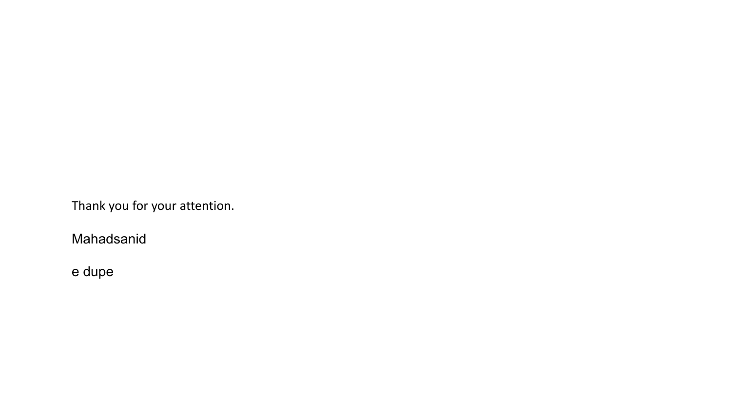Thank you for your attention.

Mahadsanid

e dupe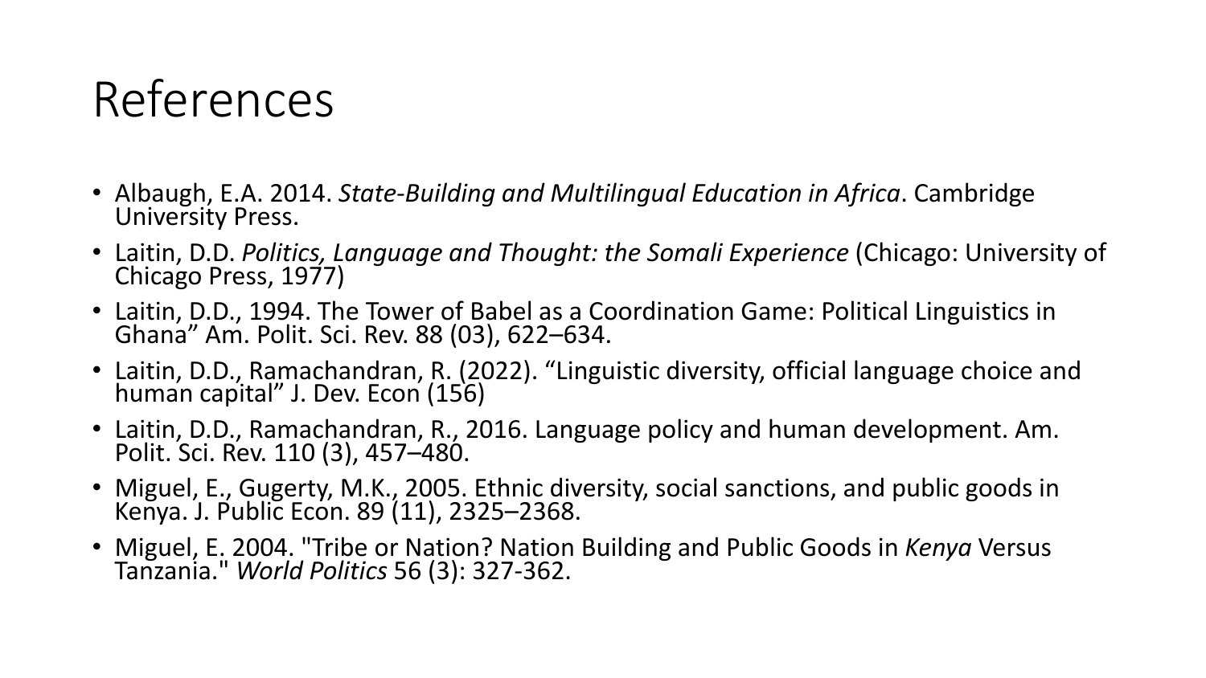# References

- Albaugh, E.A. 2014. *State-Building and Multilingual Education in Africa*. Cambridge University Press.
- Laitin, D.D. *Politics, Language and Thought: the Somali Experience* (Chicago: University of Chicago Press, 1977)
- Laitin, D.D., 1994. The Tower of Babel as a Coordination Game: Political Linguistics in Ghana" Am. Polit. Sci. Rev. 88 (03), 622–634.
- Laitin, D.D., Ramachandran, R. (2022). "Linguistic diversity, official language choice and human capital" J. Dev. Econ (156)
- Laitin, D.D., Ramachandran, R., 2016. Language policy and human development. Am. Polit. Sci. Rev. 110 (3), 457–480.
- Miguel, E., Gugerty, M.K., 2005. Ethnic diversity, social sanctions, and public goods in Kenya. J. Public Econ. 89 (11), 2325–2368.
- Miguel, E. 2004. "Tribe or Nation? Nation Building and Public Goods in *Kenya* Versus Tanzania." *World Politics* 56 (3): 327-362.